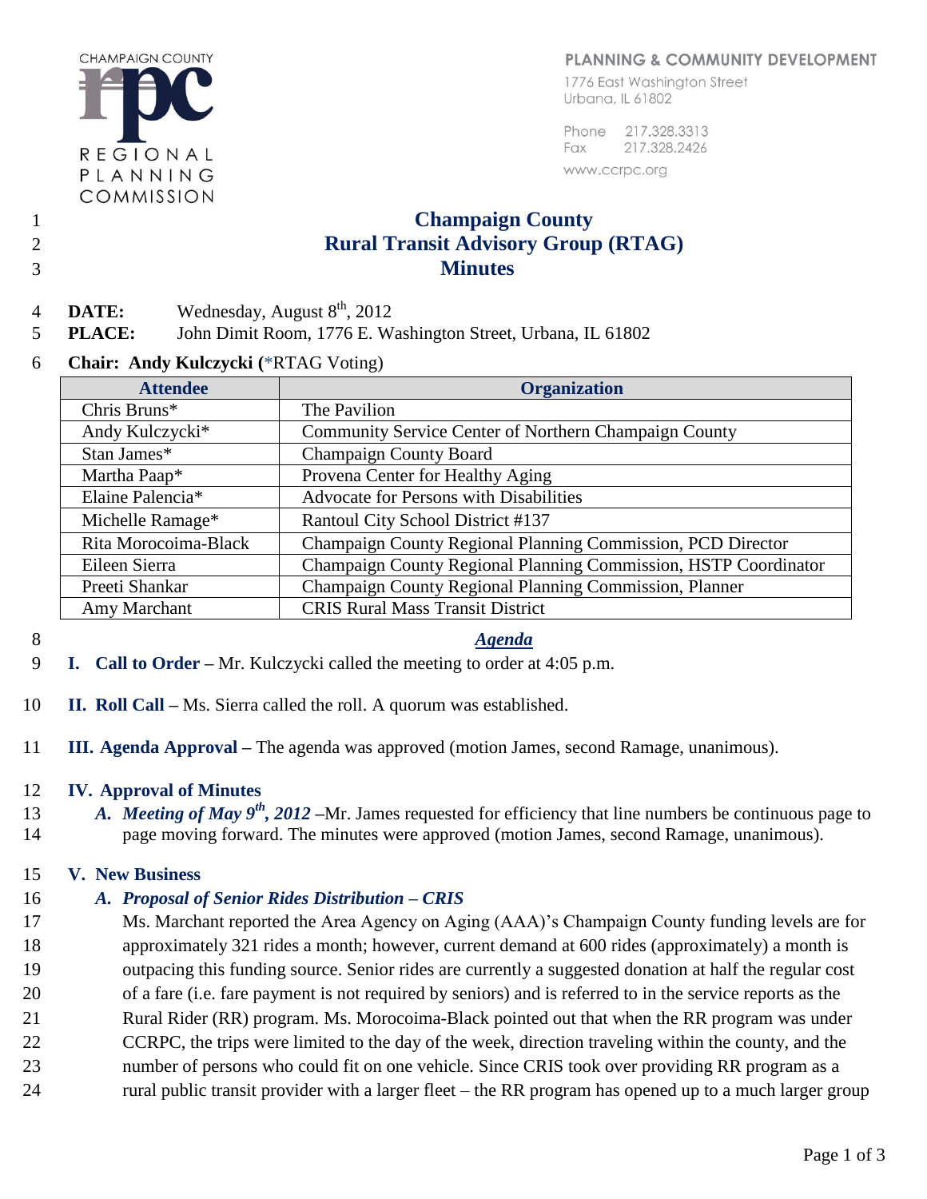CHAMPAIGN COUNTY
REGIONAL PLANNING COMMISSION

PLANNING & COMMUNITY DEVELOPMENT
1776 East Washington Street
Urbana, IL 61802

Phone 217.328.3313
Fax 217.328.2426
www.ccrpc.org

# Champaign County
# Rural Transit Advisory Group (RTAG)
# Minutes

**DATE:** Wednesday, August 8th, 2012
**PLACE:** John Dimit Room, 1776 E. Washington Street, Urbana, IL 61802

**Chair: Andy Kulczycki (**\*RTAG Voting)

| Attendee | Organization |
|---|---|
| Chris Bruns* | The Pavilion |
| Andy Kulczycki* | Community Service Center of Northern Champaign County |
| Stan James* | Champaign County Board |
| Martha Paap* | Provena Center for Healthy Aging |
| Elaine Palencia* | Advocate for Persons with Disabilities |
| Michelle Ramage* | Rantoul City School District #137 |
| Rita Morocoima-Black | Champaign County Regional Planning Commission, PCD Director |
| Eileen Sierra | Champaign County Regional Planning Commission, HSTP Coordinator |
| Preeti Shankar | Champaign County Regional Planning Commission, Planner |
| Amy Marchant | CRIS Rural Mass Transit District |

***Agenda***

**I. Call to Order –** Mr. Kulczycki called the meeting to order at 4:05 p.m.

**II. Roll Call –** Ms. Sierra called the roll. A quorum was established.

**III. Agenda Approval –** The agenda was approved (motion James, second Ramage, unanimous).

**IV. Approval of Minutes**

*A. **Meeting of May 9th, 2012*** –Mr. James requested for efficiency that line numbers be continuous page to page moving forward. The minutes were approved (motion James, second Ramage, unanimous).

**V. New Business**

*A. **Proposal of Senior Rides Distribution – CRIS***

Ms. Marchant reported the Area Agency on Aging (AAA)'s Champaign County funding levels are for approximately 321 rides a month; however, current demand at 600 rides (approximately) a month is outpacing this funding source. Senior rides are currently a suggested donation at half the regular cost of a fare (i.e. fare payment is not required by seniors) and is referred to in the service reports as the Rural Rider (RR) program. Ms. Morocoima-Black pointed out that when the RR program was under CCRPC, the trips were limited to the day of the week, direction traveling within the county, and the number of persons who could fit on one vehicle. Since CRIS took over providing RR program as a rural public transit provider with a larger fleet – the RR program has opened up to a much larger group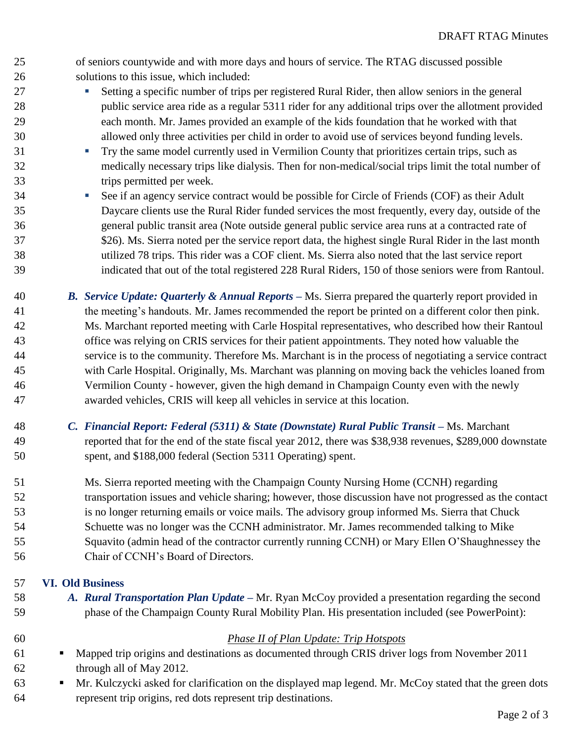of seniors countywide and with more days and hours of service. The RTAG discussed possible solutions to this issue, which included:

- Setting a specific number of trips per registered Rural Rider, then allow seniors in the general public service area ride as a regular 5311 rider for any additional trips over the allotment provided each month. Mr. James provided an example of the kids foundation that he worked with that allowed only three activities per child in order to avoid use of services beyond funding levels.
- Try the same model currently used in Vermilion County that prioritizes certain trips, such as medically necessary trips like dialysis. Then for non-medical/social trips limit the total number of trips permitted per week.
- See if an agency service contract would be possible for Circle of Friends (COF) as their Adult Daycare clients use the Rural Rider funded services the most frequently, every day, outside of the general public transit area (Note outside general public service area runs at a contracted rate of $26). Ms. Sierra noted per the service report data, the highest single Rural Rider in the last month utilized 78 trips. This rider was a COF client. Ms. Sierra also noted that the last service report indicated that out of the total registered 228 Rural Riders, 150 of those seniors were from Rantoul.

***B. Service Update: Quarterly & Annual Reports*** – Ms. Sierra prepared the quarterly report provided in the meeting's handouts. Mr. James recommended the report be printed on a different color then pink. Ms. Marchant reported meeting with Carle Hospital representatives, who described how their Rantoul office was relying on CRIS services for their patient appointments. They noted how valuable the service is to the community. Therefore Ms. Marchant is in the process of negotiating a service contract with Carle Hospital. Originally, Ms. Marchant was planning on moving back the vehicles loaned from Vermilion County - however, given the high demand in Champaign County even with the newly awarded vehicles, CRIS will keep all vehicles in service at this location.

***C. Financial Report: Federal (5311) & State (Downstate) Rural Public Transit*** – Ms. Marchant reported that for the end of the state fiscal year 2012, there was $38,938 revenues, $289,000 downstate spent, and $188,000 federal (Section 5311 Operating) spent.

Ms. Sierra reported meeting with the Champaign County Nursing Home (CCNH) regarding transportation issues and vehicle sharing; however, those discussion have not progressed as the contact is no longer returning emails or voice mails. The advisory group informed Ms. Sierra that Chuck Schuette was no longer was the CCNH administrator. Mr. James recommended talking to Mike Squavito (admin head of the contractor currently running CCNH) or Mary Ellen O'Shaughnessey the Chair of CCNH's Board of Directors.

## VI. Old Business

***A. Rural Transportation Plan Update*** – Mr. Ryan McCoy provided a presentation regarding the second phase of the Champaign County Rural Mobility Plan. His presentation included (see PowerPoint):

*Phase II of Plan Update: Trip Hotspots*

- Mapped trip origins and destinations as documented through CRIS driver logs from November 2011 through all of May 2012.
- Mr. Kulczycki asked for clarification on the displayed map legend. Mr. McCoy stated that the green dots represent trip origins, red dots represent trip destinations.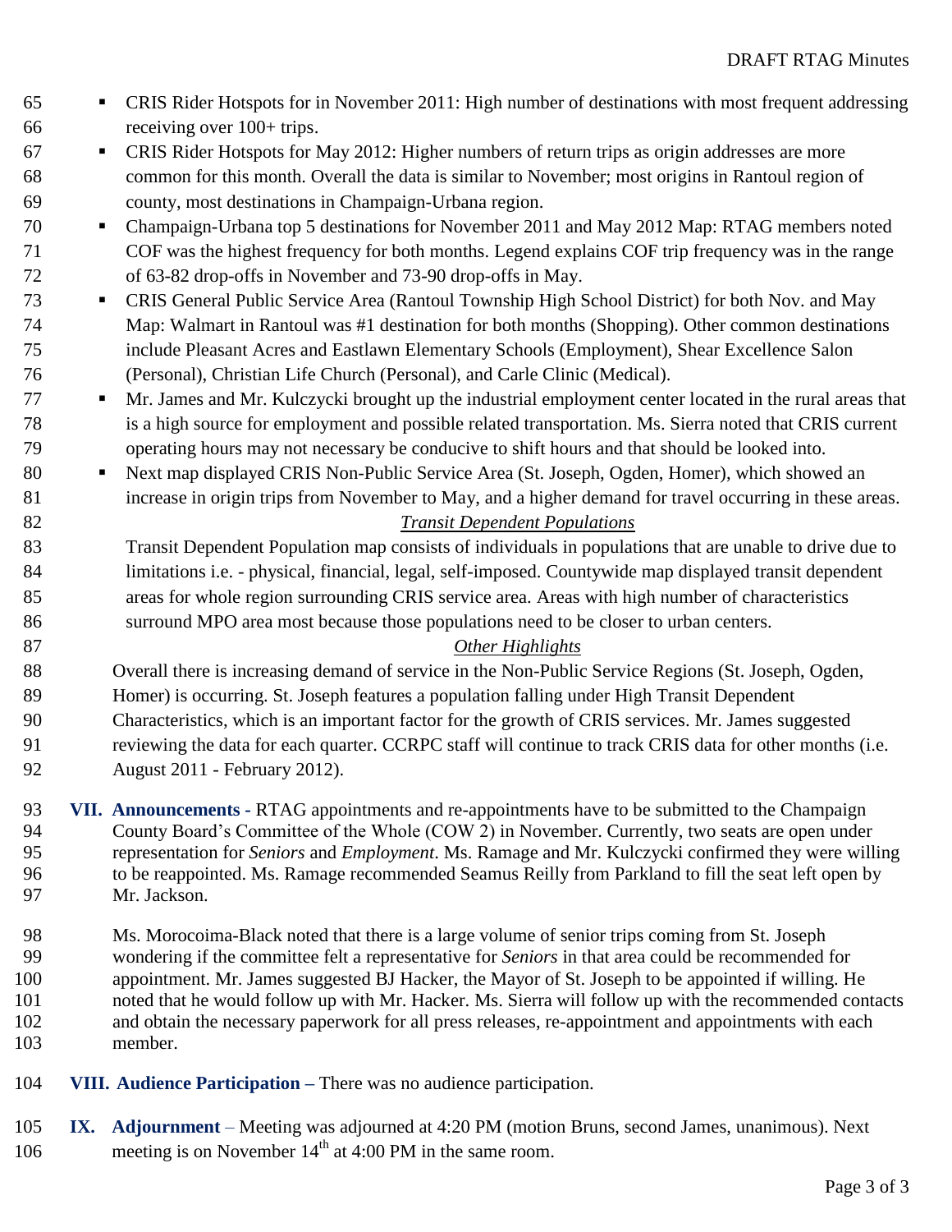- CRIS Rider Hotspots for in November 2011: High number of destinations with most frequent addressing receiving over 100+ trips.
- CRIS Rider Hotspots for May 2012: Higher numbers of return trips as origin addresses are more common for this month. Overall the data is similar to November; most origins in Rantoul region of county, most destinations in Champaign-Urbana region.
- Champaign-Urbana top 5 destinations for November 2011 and May 2012 Map: RTAG members noted COF was the highest frequency for both months. Legend explains COF trip frequency was in the range of 63-82 drop-offs in November and 73-90 drop-offs in May.
- CRIS General Public Service Area (Rantoul Township High School District) for both Nov. and May Map: Walmart in Rantoul was #1 destination for both months (Shopping). Other common destinations include Pleasant Acres and Eastlawn Elementary Schools (Employment), Shear Excellence Salon (Personal), Christian Life Church (Personal), and Carle Clinic (Medical).
- Mr. James and Mr. Kulczycki brought up the industrial employment center located in the rural areas that is a high source for employment and possible related transportation. Ms. Sierra noted that CRIS current operating hours may not necessary be conducive to shift hours and that should be looked into.
- Next map displayed CRIS Non-Public Service Area (St. Joseph, Ogden, Homer), which showed an increase in origin trips from November to May, and a higher demand for travel occurring in these areas.

*Transit Dependent Populations*

Transit Dependent Population map consists of individuals in populations that are unable to drive due to limitations i.e. - physical, financial, legal, self-imposed. Countywide map displayed transit dependent areas for whole region surrounding CRIS service area. Areas with high number of characteristics surround MPO area most because those populations need to be closer to urban centers.

*Other Highlights*

Overall there is increasing demand of service in the Non-Public Service Regions (St. Joseph, Ogden, Homer) is occurring. St. Joseph features a population falling under High Transit Dependent Characteristics, which is an important factor for the growth of CRIS services. Mr. James suggested reviewing the data for each quarter. CCRPC staff will continue to track CRIS data for other months (i.e. August 2011 - February 2012).

**VII. Announcements -** RTAG appointments and re-appointments have to be submitted to the Champaign County Board's Committee of the Whole (COW 2) in November. Currently, two seats are open under representation for *Seniors* and *Employment*. Ms. Ramage and Mr. Kulczycki confirmed they were willing to be reappointed. Ms. Ramage recommended Seamus Reilly from Parkland to fill the seat left open by Mr. Jackson.

Ms. Morocoima-Black noted that there is a large volume of senior trips coming from St. Joseph wondering if the committee felt a representative for *Seniors* in that area could be recommended for appointment. Mr. James suggested BJ Hacker, the Mayor of St. Joseph to be appointed if willing. He noted that he would follow up with Mr. Hacker. Ms. Sierra will follow up with the recommended contacts and obtain the necessary paperwork for all press releases, re-appointment and appointments with each member.

**VIII. Audience Participation –** There was no audience participation.

**IX. Adjournment** – Meeting was adjourned at 4:20 PM (motion Bruns, second James, unanimous). Next meeting is on November 14th at 4:00 PM in the same room.